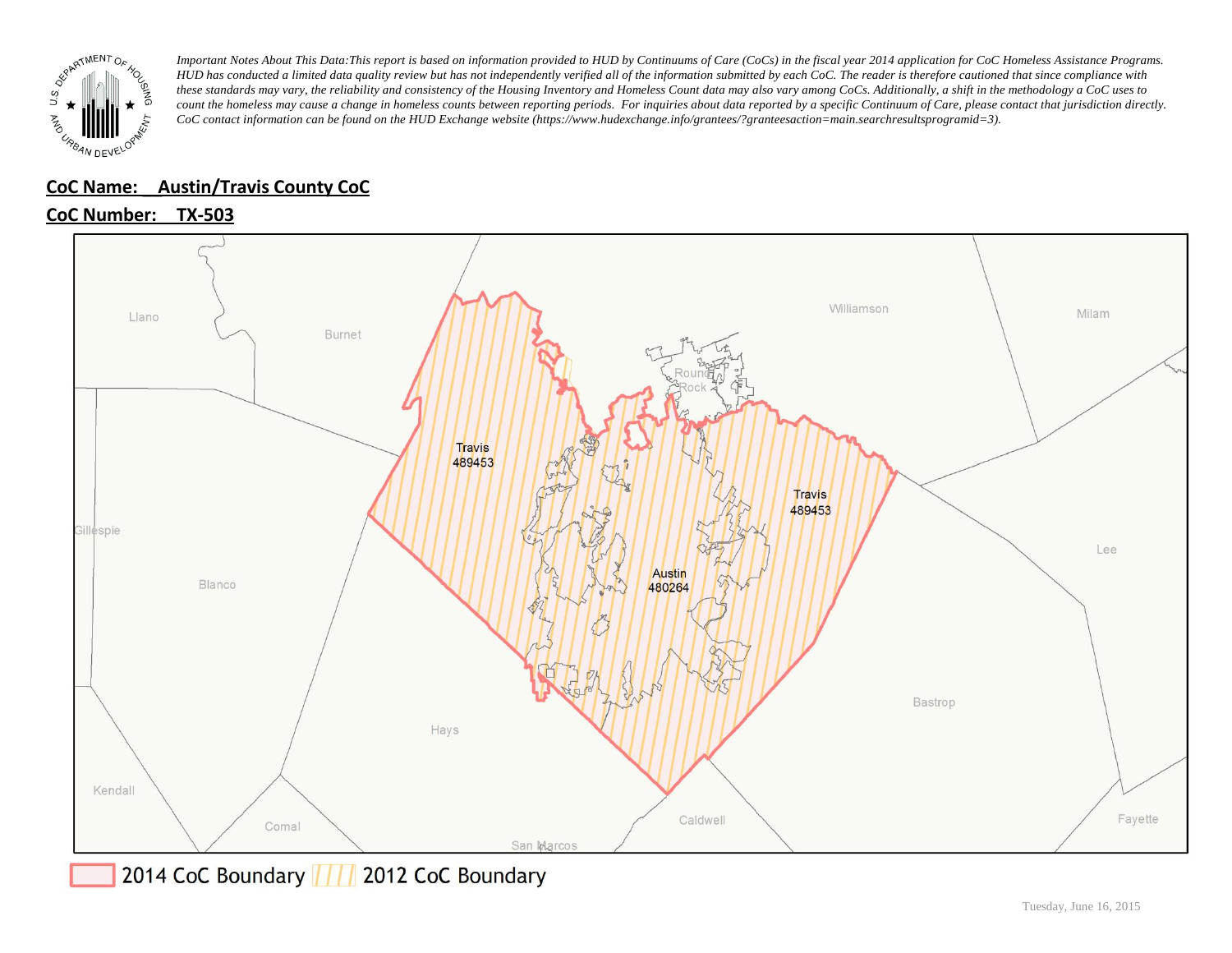*Important Notes About This Data:This report is based on information provided to HUD by Continuums of Care (CoCs) in the fiscal year 2014 application for CoC Homeless Assistance Programs. HUD has conducted a limited data quality review but has not independently verified all of the information submitted by each CoC. The reader is therefore cautioned that since compliance with these standards may vary, the reliability and consistency of the Housing Inventory and Homeless Count data may also vary among CoCs. Additionally, a shift in the methodology a CoC uses to count the homeless may cause a change in homeless counts between reporting periods. For inquiries about data reported by a specific Continuum of Care, please contact that jurisdiction directly. CoC contact information can be found on the HUD Exchange website (https://www.hudexchange.info/grantees/?granteesaction=main.searchresultsprogramid=3).*

**CoC Name: Austin/Travis County CoC**

**CoC Number: TX-503**

Llano, Burnet, Williamson, Milam, Round Rock, Travis 489453, Travis 489453, Gillespie, Blanco, Austin 480264, Lee, Bastrop, Hays, Kendall, Comal, Caldwell, Fayette, San Marcos

2014 CoC Boundary | 2012 CoC Boundary

Tuesday, June 16, 2015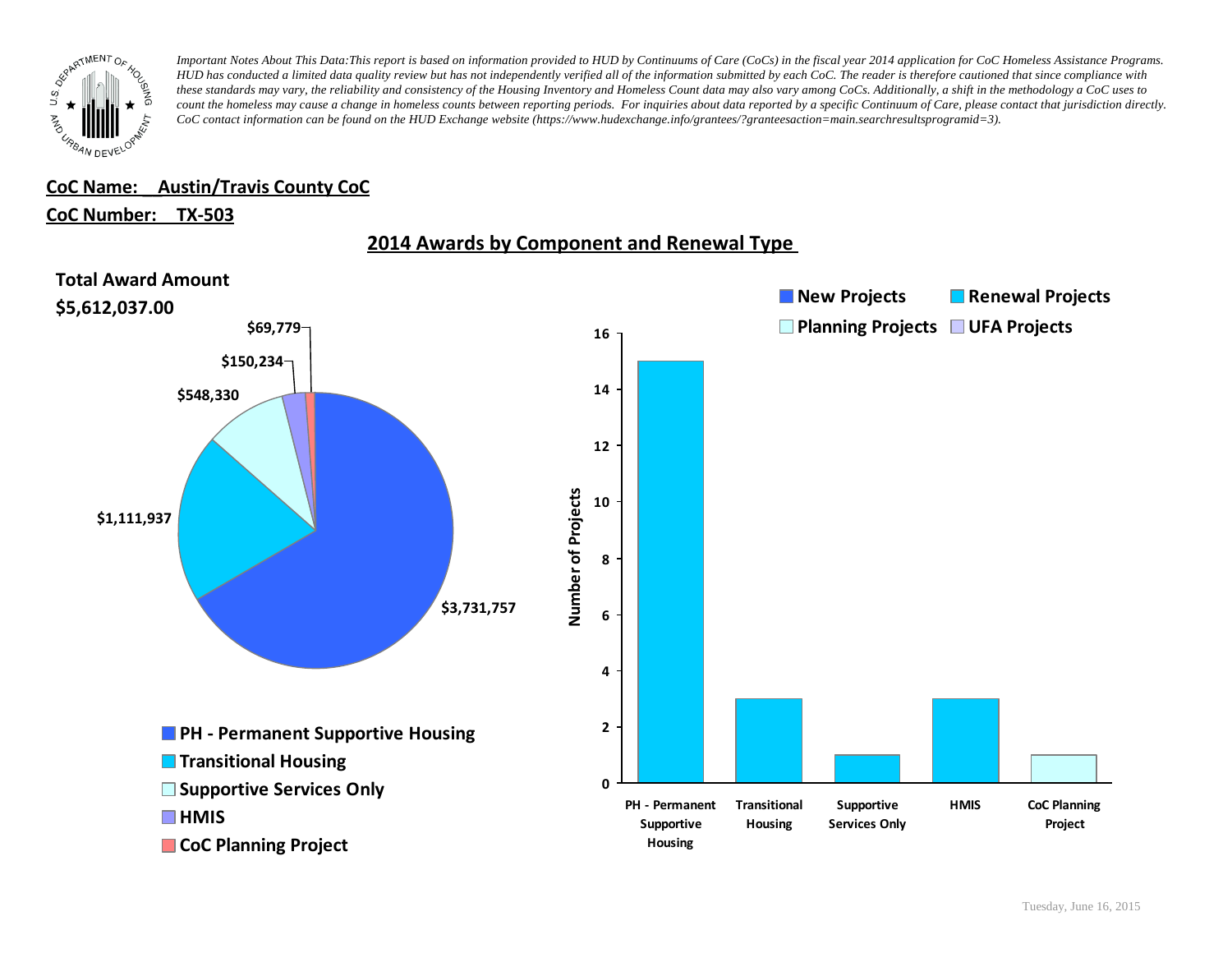*Important Notes About This Data:This report is based on information provided to HUD by Continuums of Care (CoCs) in the fiscal year 2014 application for CoC Homeless Assistance Programs. HUD has conducted a limited data quality review but has not independently verified all of the information submitted by each CoC. The reader is therefore cautioned that since compliance with these standards may vary, the reliability and consistency of the Housing Inventory and Homeless Count data may also vary among CoCs. Additionally, a shift in the methodology a CoC uses to count the homeless may cause a change in homeless counts between reporting periods. For inquiries about data reported by a specific Continuum of Care, please contact that jurisdiction directly. CoC contact information can be found on the HUD Exchange website (https://www.hudexchange.info/grantees/?granteesaction=main.searchresultsprogramid=3).*

**CoC Name: Austin/Travis County CoC**

**CoC Number: TX-503**

## 2014 Awards by Component and Renewal Type

**Total Award Amount**
**$5,612,037.00**

| Component | Award Amount |
|---|---|
| PH - Permanent Supportive Housing | $3,731,757 |
| Transitional Housing | $1,111,937 |
| Supportive Services Only | $548,330 |
| HMIS | $150,234 |
| CoC Planning Project | $69,779 |

| Component | Project Type | Number of Projects |
|---|---|---|
| PH - Permanent Supportive Housing | Renewal Projects | 15 |
| Transitional Housing | Renewal Projects | 3 |
| Supportive Services Only | Renewal Projects | 1 |
| HMIS | Renewal Projects | 3 |
| CoC Planning Project | Planning Projects | 1 |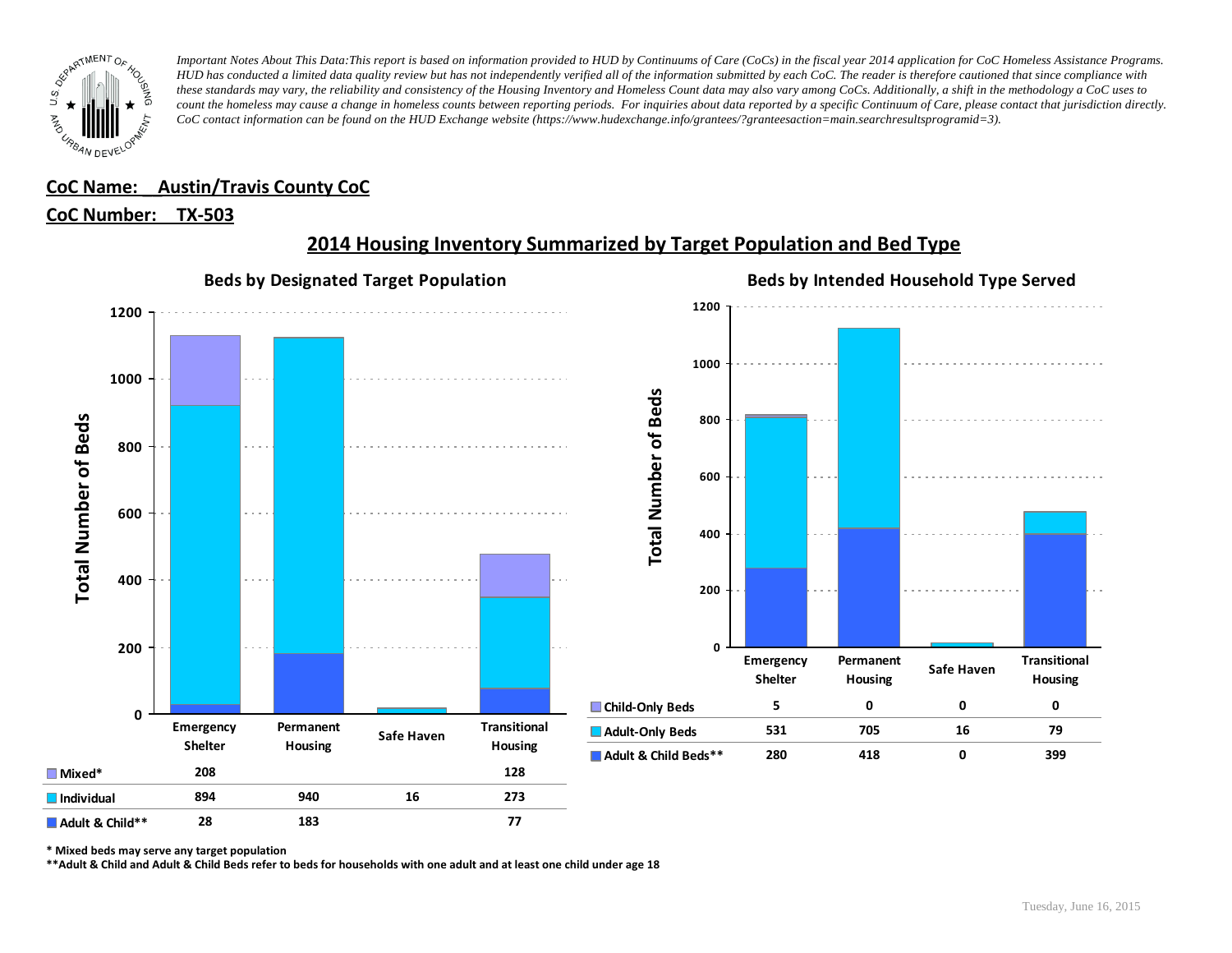*Important Notes About This Data:This report is based on information provided to HUD by Continuums of Care (CoCs) in the fiscal year 2014 application for CoC Homeless Assistance Programs. HUD has conducted a limited data quality review but has not independently verified all of the information submitted by each CoC. The reader is therefore cautioned that since compliance with these standards may vary, the reliability and consistency of the Housing Inventory and Homeless Count data may also vary among CoCs. Additionally, a shift in the methodology a CoC uses to count the homeless may cause a change in homeless counts between reporting periods. For inquiries about data reported by a specific Continuum of Care, please contact that jurisdiction directly. CoC contact information can be found on the HUD Exchange website (https://www.hudexchange.info/grantees/?granteesaction=main.searchresultsprogramid=3).*

**CoC Name: Austin/Travis County CoC**

**CoC Number: TX-503**

## 2014 Housing Inventory Summarized by Target Population and Bed Type

### Beds by Designated Target Population

| | Emergency Shelter | Permanent Housing | Safe Haven | Transitional Housing |
|---|---|---|---|---|
| Mixed* | 208 | | | 128 |
| Individual | 894 | 940 | 16 | 273 |
| Adult & Child** | 28 | 183 | | 77 |

### Beds by Intended Household Type Served

| | Emergency Shelter | Permanent Housing | Safe Haven | Transitional Housing |
|---|---|---|---|---|
| Child-Only Beds | 5 | 0 | 0 | 0 |
| Adult-Only Beds | 531 | 705 | 16 | 79 |
| Adult & Child Beds** | 280 | 418 | 0 | 399 |

\* Mixed beds may serve any target population

\*\*Adult & Child and Adult & Child Beds refer to beds for households with one adult and at least one child under age 18

Tuesday, June 16, 2015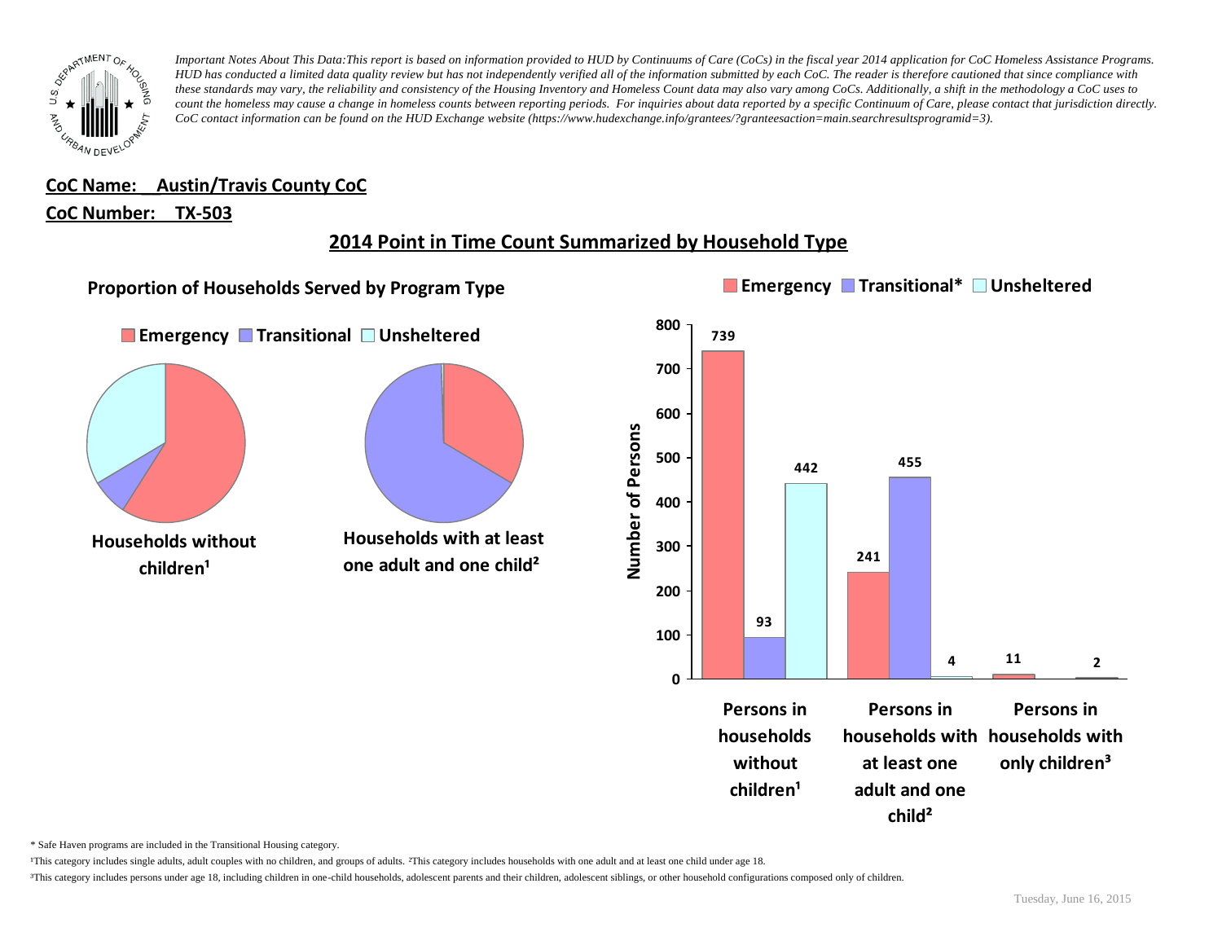*Important Notes About This Data:This report is based on information provided to HUD by Continuums of Care (CoCs) in the fiscal year 2014 application for CoC Homeless Assistance Programs. HUD has conducted a limited data quality review but has not independently verified all of the information submitted by each CoC. The reader is therefore cautioned that since compliance with these standards may vary, the reliability and consistency of the Housing Inventory and Homeless Count data may also vary among CoCs. Additionally, a shift in the methodology a CoC uses to count the homeless may cause a change in homeless counts between reporting periods. For inquiries about data reported by a specific Continuum of Care, please contact that jurisdiction directly. CoC contact information can be found on the HUD Exchange website (https://www.hudexchange.info/grantees/?granteesaction=main.searchresultsprogramid=3).*

**CoC Name: Austin/Travis County CoC**

**CoC Number: TX-503**

## 2014 Point in Time Count Summarized by Household Type

### Proportion of Households Served by Program Type

Emergency | Transitional | Unsheltered

Households without children[1]

Households with at least one adult and one child[2]

Emergency | Transitional* | Unsheltered

| | Emergency | Transitional* | Unsheltered |
|---|---|---|---|
| Persons in households without children[1] | 739 | 93 | 442 |
| Persons in households with at least one adult and one child[2] | 241 | 455 | 4 |
| Persons in households with only children[3] | 11 | | 2 |

Number of Persons

\* Safe Haven programs are included in the Transitional Housing category.

[1]This category includes single adults, adult couples with no children, and groups of adults. [2]This category includes households with one adult and at least one child under age 18.

[3]This category includes persons under age 18, including children in one-child households, adolescent parents and their children, adolescent siblings, or other household configurations composed only of children.

Tuesday, June 16, 2015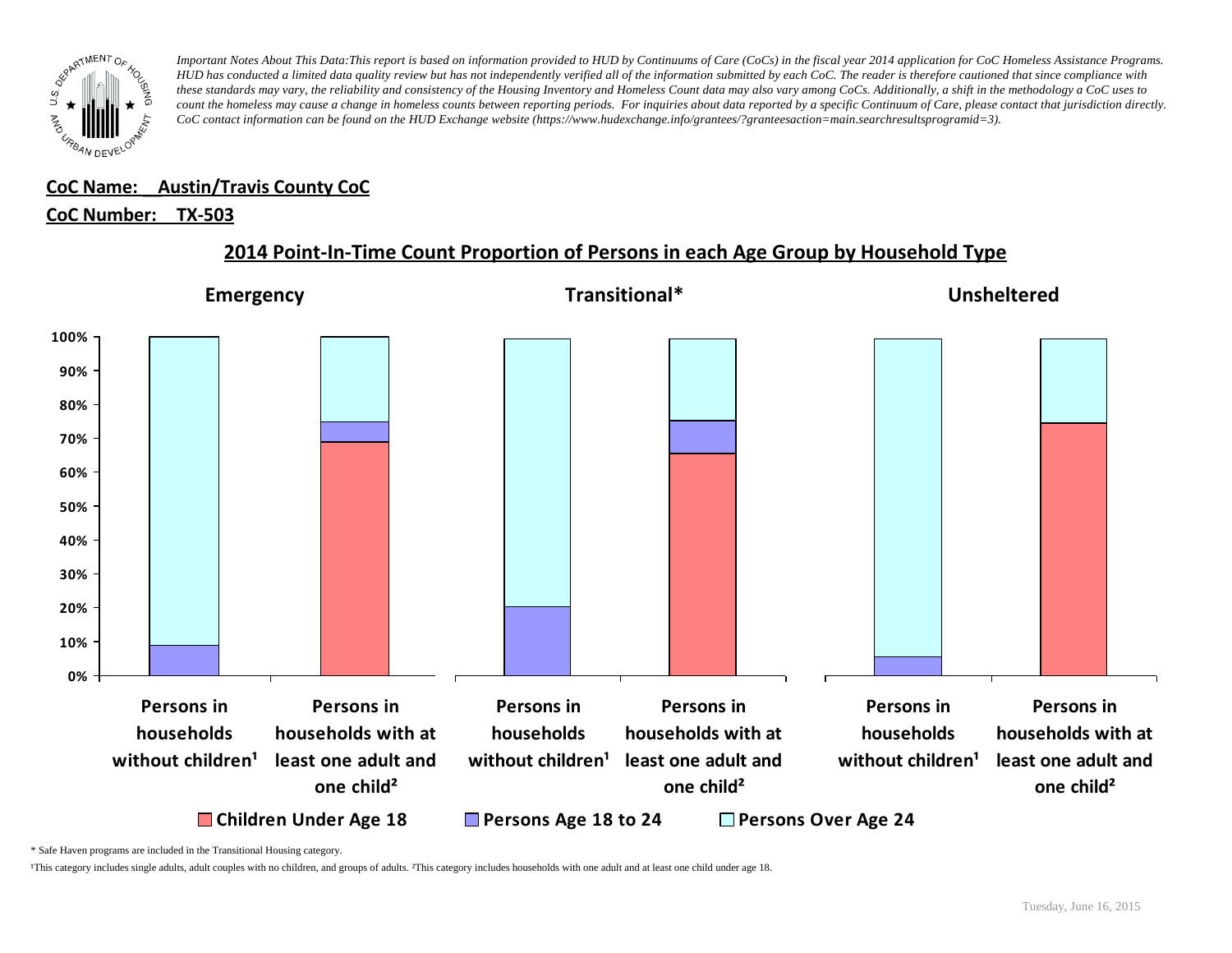*Important Notes About This Data:This report is based on information provided to HUD by Continuums of Care (CoCs) in the fiscal year 2014 application for CoC Homeless Assistance Programs. HUD has conducted a limited data quality review but has not independently verified all of the information submitted by each CoC. The reader is therefore cautioned that since compliance with these standards may vary, the reliability and consistency of the Housing Inventory and Homeless Count data may also vary among CoCs. Additionally, a shift in the methodology a CoC uses to count the homeless may cause a change in homeless counts between reporting periods. For inquiries about data reported by a specific Continuum of Care, please contact that jurisdiction directly. CoC contact information can be found on the HUD Exchange website (https://www.hudexchange.info/grantees/?granteesaction=main.searchresultsprogramid=3).*

**CoC Name: Austin/Travis County CoC**

**CoC Number: TX-503**

## 2014 Point-In-Time Count Proportion of Persons in each Age Group by Household Type

**Emergency** | **Transitional*** | **Unsheltered**

100%, 90%, 80%, 70%, 60%, 50%, 40%, 30%, 20%, 10%, 0%

Persons in households without children[1] | Persons in households with at least one adult and one child[2]

Children Under Age 18 | Persons Age 18 to 24 | Persons Over Age 24

\* Safe Haven programs are included in the Transitional Housing category.

[1]This category includes single adults, adult couples with no children, and groups of adults. [2]This category includes households with one adult and at least one child under age 18.

Tuesday, June 16, 2015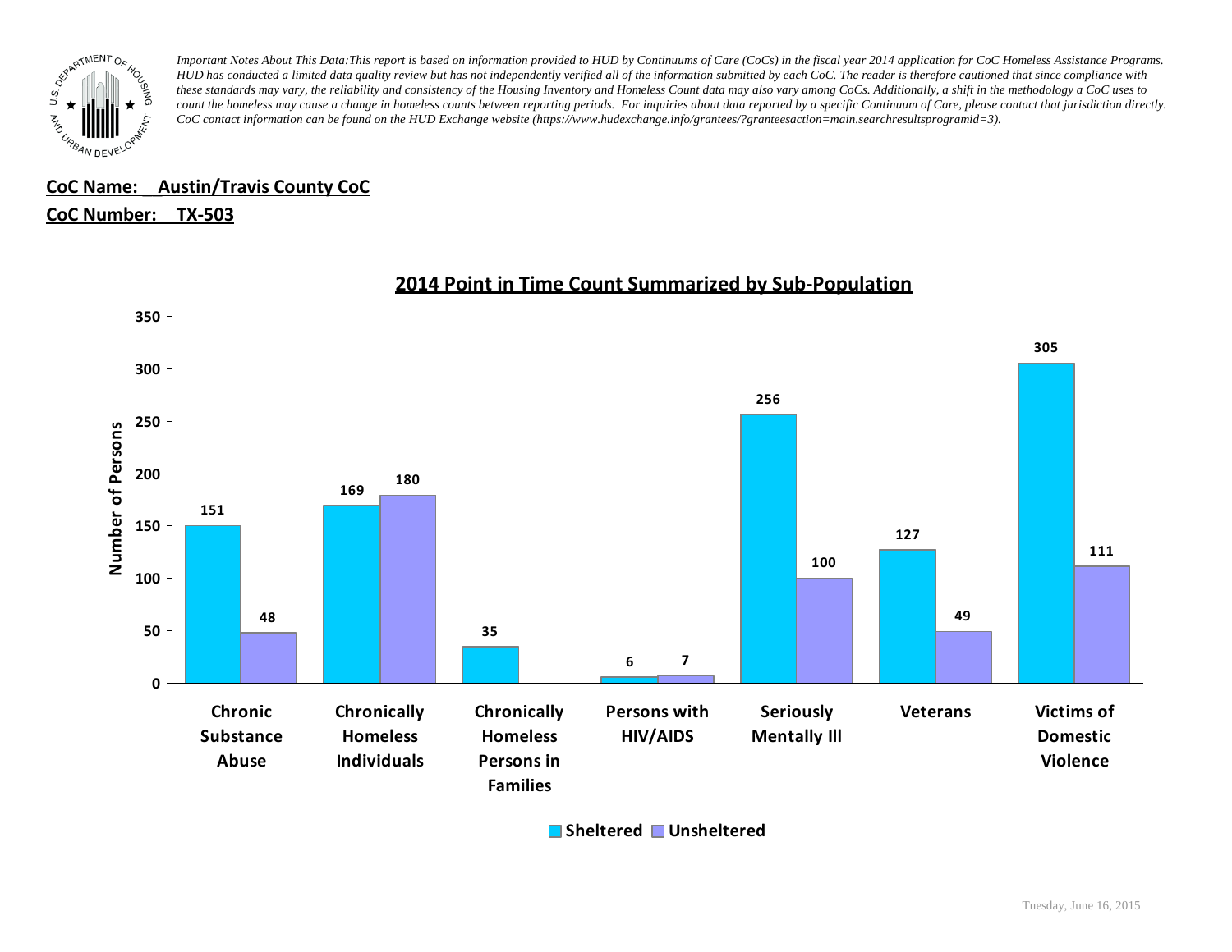*Important Notes About This Data:This report is based on information provided to HUD by Continuums of Care (CoCs) in the fiscal year 2014 application for CoC Homeless Assistance Programs. HUD has conducted a limited data quality review but has not independently verified all of the information submitted by each CoC. The reader is therefore cautioned that since compliance with these standards may vary, the reliability and consistency of the Housing Inventory and Homeless Count data may also vary among CoCs. Additionally, a shift in the methodology a CoC uses to count the homeless may cause a change in homeless counts between reporting periods. For inquiries about data reported by a specific Continuum of Care, please contact that jurisdiction directly. CoC contact information can be found on the HUD Exchange website (https://www.hudexchange.info/grantees/?granteesaction=main.searchresultsprogramid=3).*

**CoC Name: Austin/Travis County CoC**

**CoC Number: TX-503**

## 2014 Point in Time Count Summarized by Sub-Population

Number of Persons

350
300
250
200
150
100
50
0

Chronic Substance Abuse: 151, 48
Chronically Homeless Individuals: 169, 180
Chronically Homeless Persons in Families: 35
Persons with HIV/AIDS: 6, 7
Seriously Mentally Ill: 256, 100
Veterans: 127, 49
Victims of Domestic Violence: 305, 111

Sheltered / Unsheltered

Tuesday, June 16, 2015